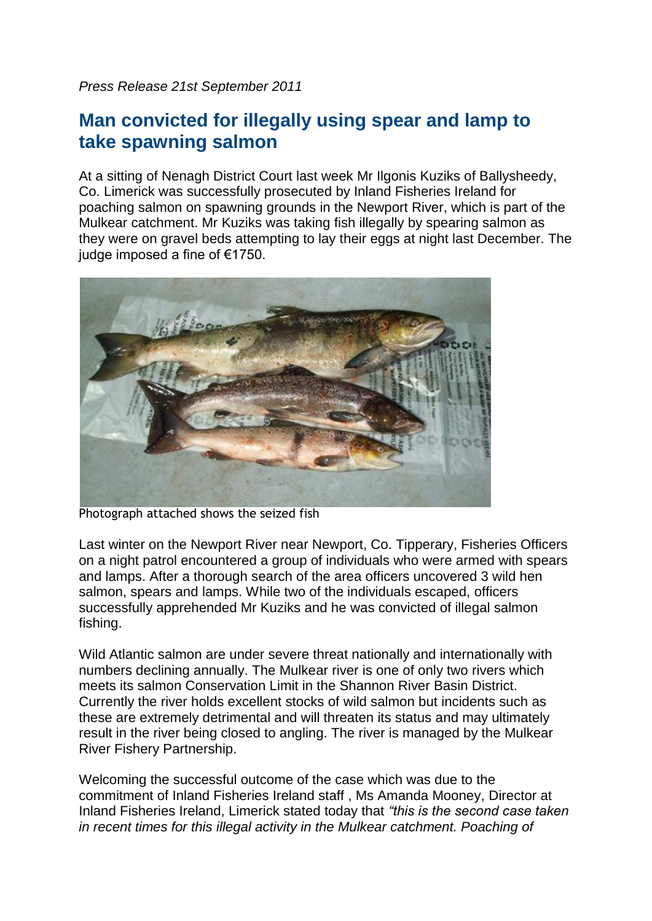*Press Release 21st September 2011*

## Man convicted for illegally using spear and lamp to take spawning salmon

At a sitting of Nenagh District Court last week Mr Ilgonis Kuziks of Ballysheedy, Co. Limerick was successfully prosecuted by Inland Fisheries Ireland for poaching salmon on spawning grounds in the Newport River, which is part of the Mulkear catchment. Mr Kuziks was taking fish illegally by spearing salmon as they were on gravel beds attempting to lay their eggs at night last December. The judge imposed a fine of €1750.

Photograph attached shows the seized fish

Last winter on the Newport River near Newport, Co. Tipperary, Fisheries Officers on a night patrol encountered a group of individuals who were armed with spears and lamps. After a thorough search of the area officers uncovered 3 wild hen salmon, spears and lamps. While two of the individuals escaped, officers successfully apprehended Mr Kuziks and he was convicted of illegal salmon fishing.

Wild Atlantic salmon are under severe threat nationally and internationally with numbers declining annually. The Mulkear river is one of only two rivers which meets its salmon Conservation Limit in the Shannon River Basin District. Currently the river holds excellent stocks of wild salmon but incidents such as these are extremely detrimental and will threaten its status and may ultimately result in the river being closed to angling. The river is managed by the Mulkear River Fishery Partnership.

Welcoming the successful outcome of the case which was due to the commitment of Inland Fisheries Ireland staff , Ms Amanda Mooney, Director at Inland Fisheries Ireland, Limerick stated today that *"this is the second case taken in recent times for this illegal activity in the Mulkear catchment. Poaching of*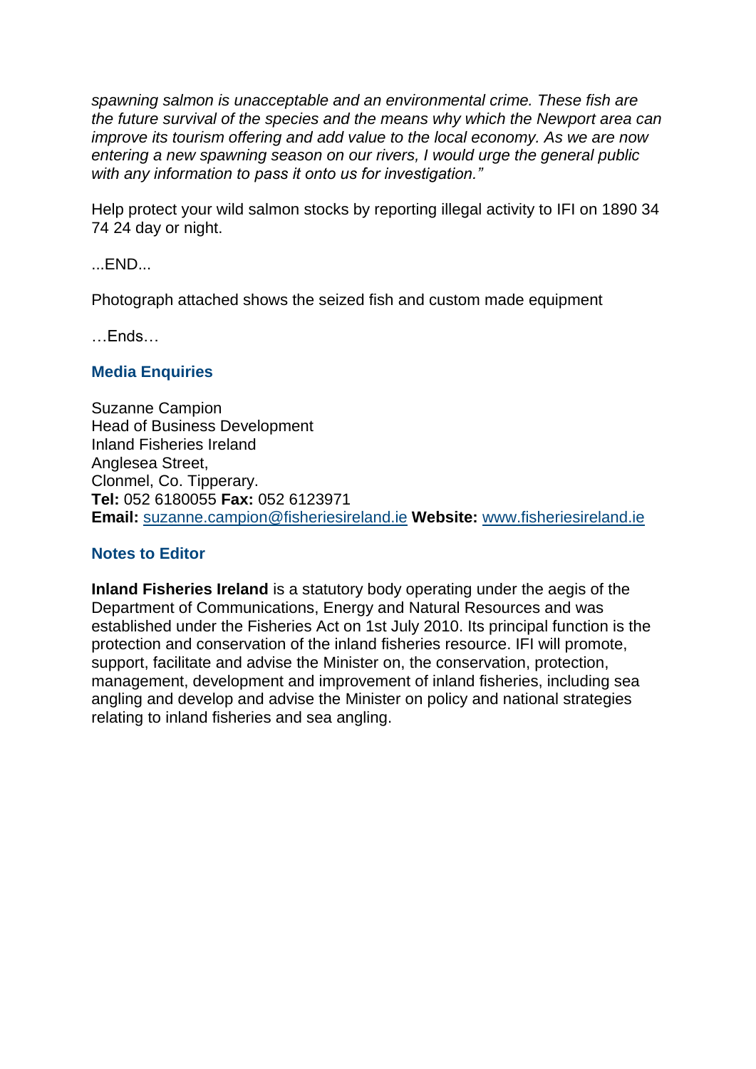*spawning salmon is unacceptable and an environmental crime. These fish are the future survival of the species and the means why which the Newport area can improve its tourism offering and add value to the local economy. As we are now entering a new spawning season on our rivers, I would urge the general public with any information to pass it onto us for investigation."*

Help protect your wild salmon stocks by reporting illegal activity to IFI on 1890 34 74 24 day or night.

...END...

Photograph attached shows the seized fish and custom made equipment

…Ends…

### Media Enquiries

Suzanne Campion  
Head of Business Development  
Inland Fisheries Ireland  
Anglesea Street,  
Clonmel, Co. Tipperary.  
**Tel:** 052 6180055 **Fax:** 052 6123971  
**Email:** suzanne.campion@fisheriesireland.ie **Website:** www.fisheriesireland.ie

### Notes to Editor

**Inland Fisheries Ireland** is a statutory body operating under the aegis of the Department of Communications, Energy and Natural Resources and was established under the Fisheries Act on 1st July 2010. Its principal function is the protection and conservation of the inland fisheries resource. IFI will promote, support, facilitate and advise the Minister on, the conservation, protection, management, development and improvement of inland fisheries, including sea angling and develop and advise the Minister on policy and national strategies relating to inland fisheries and sea angling.